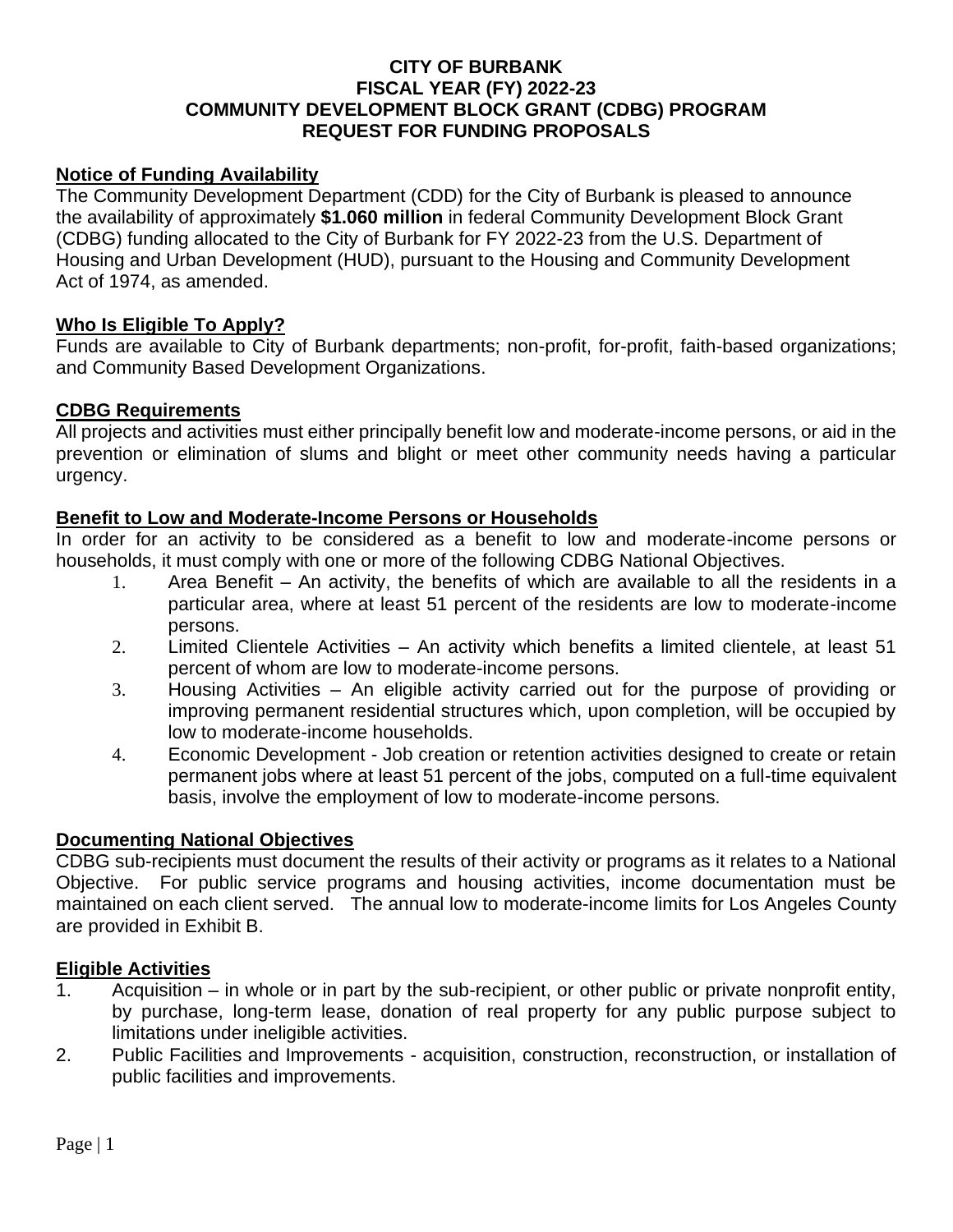# CITY OF BURBANK
# FISCAL YEAR (FY) 2022-23
# COMMUNITY DEVELOPMENT BLOCK GRANT (CDBG) PROGRAM
# REQUEST FOR FUNDING PROPOSALS

## Notice of Funding Availability

The Community Development Department (CDD) for the City of Burbank is pleased to announce the availability of approximately **$1.060 million** in federal Community Development Block Grant (CDBG) funding allocated to the City of Burbank for FY 2022-23 from the U.S. Department of Housing and Urban Development (HUD), pursuant to the Housing and Community Development Act of 1974, as amended.

## Who Is Eligible To Apply?

Funds are available to City of Burbank departments; non-profit, for-profit, faith-based organizations; and Community Based Development Organizations.

## CDBG Requirements

All projects and activities must either principally benefit low and moderate-income persons, or aid in the prevention or elimination of slums and blight or meet other community needs having a particular urgency.

## Benefit to Low and Moderate-Income Persons or Households

In order for an activity to be considered as a benefit to low and moderate-income persons or households, it must comply with one or more of the following CDBG National Objectives.

1. Area Benefit – An activity, the benefits of which are available to all the residents in a particular area, where at least 51 percent of the residents are low to moderate-income persons.
2. Limited Clientele Activities – An activity which benefits a limited clientele, at least 51 percent of whom are low to moderate-income persons.
3. Housing Activities – An eligible activity carried out for the purpose of providing or improving permanent residential structures which, upon completion, will be occupied by low to moderate-income households.
4. Economic Development - Job creation or retention activities designed to create or retain permanent jobs where at least 51 percent of the jobs, computed on a full-time equivalent basis, involve the employment of low to moderate-income persons.

## Documenting National Objectives

CDBG sub-recipients must document the results of their activity or programs as it relates to a National Objective. For public service programs and housing activities, income documentation must be maintained on each client served. The annual low to moderate-income limits for Los Angeles County are provided in Exhibit B.

## Eligible Activities

1. Acquisition – in whole or in part by the sub-recipient, or other public or private nonprofit entity, by purchase, long-term lease, donation of real property for any public purpose subject to limitations under ineligible activities.
2. Public Facilities and Improvements - acquisition, construction, reconstruction, or installation of public facilities and improvements.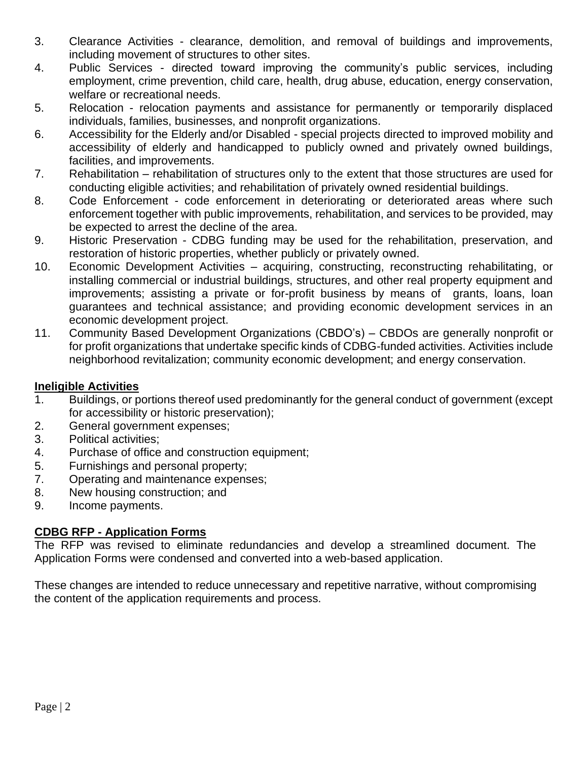3. Clearance Activities - clearance, demolition, and removal of buildings and improvements, including movement of structures to other sites.
4. Public Services - directed toward improving the community's public services, including employment, crime prevention, child care, health, drug abuse, education, energy conservation, welfare or recreational needs.
5. Relocation - relocation payments and assistance for permanently or temporarily displaced individuals, families, businesses, and nonprofit organizations.
6. Accessibility for the Elderly and/or Disabled - special projects directed to improved mobility and accessibility of elderly and handicapped to publicly owned and privately owned buildings, facilities, and improvements.
7. Rehabilitation – rehabilitation of structures only to the extent that those structures are used for conducting eligible activities; and rehabilitation of privately owned residential buildings.
8. Code Enforcement - code enforcement in deteriorating or deteriorated areas where such enforcement together with public improvements, rehabilitation, and services to be provided, may be expected to arrest the decline of the area.
9. Historic Preservation - CDBG funding may be used for the rehabilitation, preservation, and restoration of historic properties, whether publicly or privately owned.
10. Economic Development Activities – acquiring, constructing, reconstructing rehabilitating, or installing commercial or industrial buildings, structures, and other real property equipment and improvements; assisting a private or for-profit business by means of grants, loans, loan guarantees and technical assistance; and providing economic development services in an economic development project.
11. Community Based Development Organizations (CBDO's) – CBDOs are generally nonprofit or for profit organizations that undertake specific kinds of CDBG-funded activities. Activities include neighborhood revitalization; community economic development; and energy conservation.

**Ineligible Activities**

1. Buildings, or portions thereof used predominantly for the general conduct of government (except for accessibility or historic preservation);
2. General government expenses;
3. Political activities;
4. Purchase of office and construction equipment;
5. Furnishings and personal property;
7. Operating and maintenance expenses;
8. New housing construction; and
9. Income payments.

**CDBG RFP - Application Forms**

The RFP was revised to eliminate redundancies and develop a streamlined document. The Application Forms were condensed and converted into a web-based application.

These changes are intended to reduce unnecessary and repetitive narrative, without compromising the content of the application requirements and process.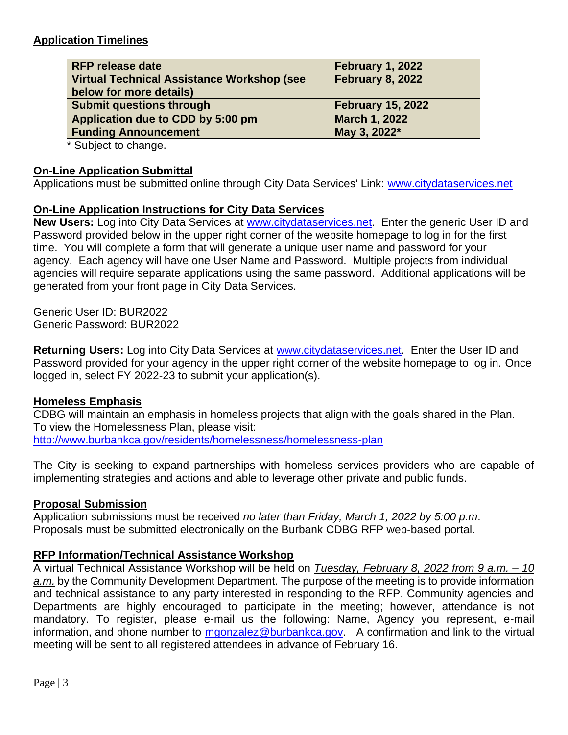## Application Timelines

| RFP release date | February 1, 2022 |
|---|---|
| Virtual Technical Assistance Workshop (see below for more details) | February 8, 2022 |
| Submit questions through | February 15, 2022 |
| Application due to CDD by 5:00 pm | March 1, 2022 |
| Funding Announcement | May 3, 2022* |

* Subject to change.

## On-Line Application Submittal

Applications must be submitted online through City Data Services' Link: www.citydataservices.net

## On-Line Application Instructions for City Data Services

**New Users:** Log into City Data Services at www.citydataservices.net. Enter the generic User ID and Password provided below in the upper right corner of the website homepage to log in for the first time. You will complete a form that will generate a unique user name and password for your agency. Each agency will have one User Name and Password. Multiple projects from individual agencies will require separate applications using the same password. Additional applications will be generated from your front page in City Data Services.

Generic User ID: BUR2022
Generic Password: BUR2022

**Returning Users:** Log into City Data Services at www.citydataservices.net. Enter the User ID and Password provided for your agency in the upper right corner of the website homepage to log in. Once logged in, select FY 2022-23 to submit your application(s).

## Homeless Emphasis

CDBG will maintain an emphasis in homeless projects that align with the goals shared in the Plan. To view the Homelessness Plan, please visit:
http://www.burbankca.gov/residents/homelessness/homelessness-plan

The City is seeking to expand partnerships with homeless services providers who are capable of implementing strategies and actions and able to leverage other private and public funds.

## Proposal Submission

Application submissions must be received *no later than Friday, March 1, 2022 by 5:00 p.m*. Proposals must be submitted electronically on the Burbank CDBG RFP web-based portal.

## RFP Information/Technical Assistance Workshop

A virtual Technical Assistance Workshop will be held on *Tuesday, February 8, 2022 from 9 a.m. – 10 a.m.* by the Community Development Department. The purpose of the meeting is to provide information and technical assistance to any party interested in responding to the RFP. Community agencies and Departments are highly encouraged to participate in the meeting; however, attendance is not mandatory. To register, please e-mail us the following: Name, Agency you represent, e-mail information, and phone number to mgonzalez@burbankca.gov. A confirmation and link to the virtual meeting will be sent to all registered attendees in advance of February 16.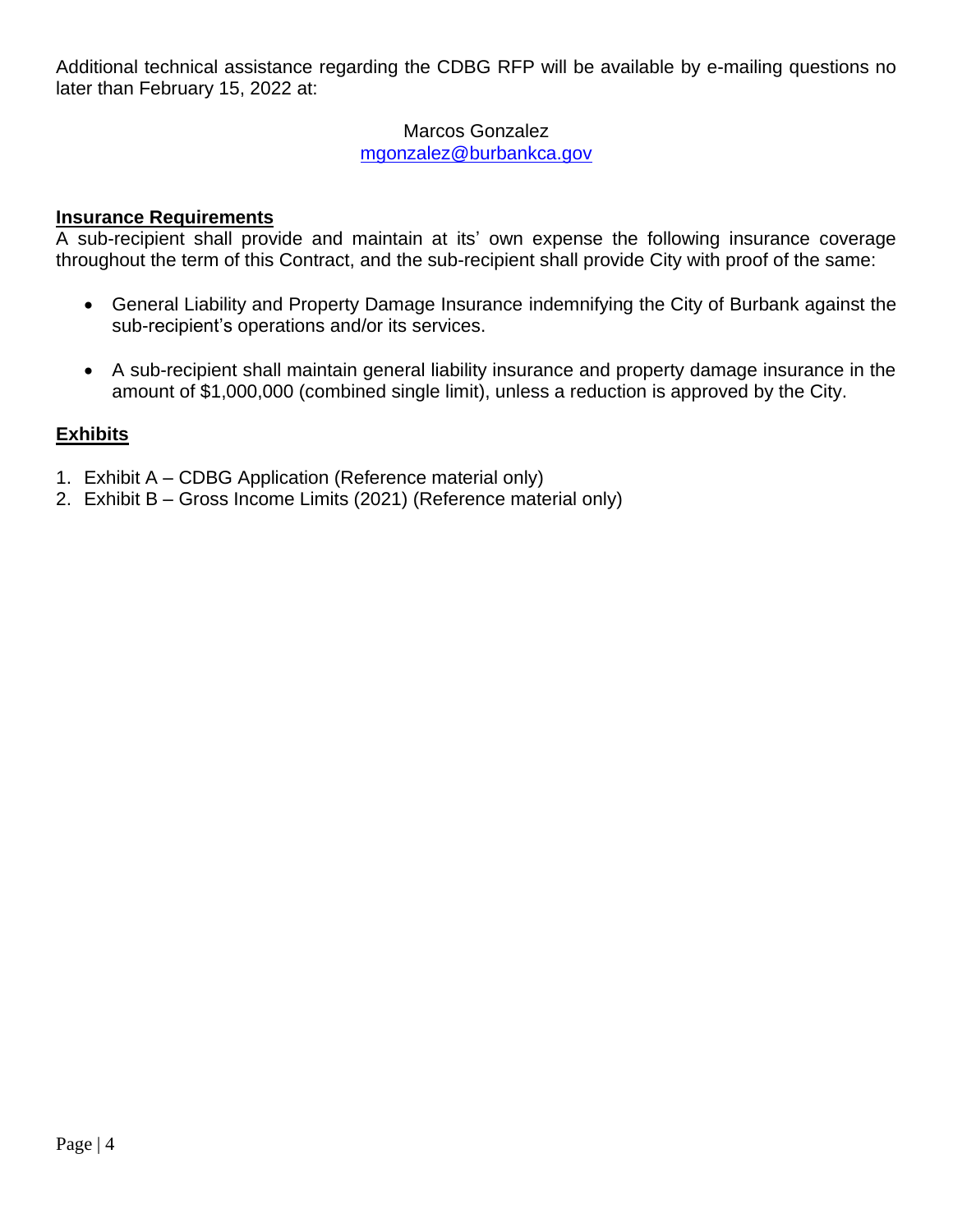Additional technical assistance regarding the CDBG RFP will be available by e-mailing questions no later than February 15, 2022 at:

Marcos Gonzalez
mgonzalez@burbankca.gov

**Insurance Requirements**

A sub-recipient shall provide and maintain at its' own expense the following insurance coverage throughout the term of this Contract, and the sub-recipient shall provide City with proof of the same:

- General Liability and Property Damage Insurance indemnifying the City of Burbank against the sub-recipient's operations and/or its services.
- A sub-recipient shall maintain general liability insurance and property damage insurance in the amount of $1,000,000 (combined single limit), unless a reduction is approved by the City.

**Exhibits**

1. Exhibit A – CDBG Application (Reference material only)
2. Exhibit B – Gross Income Limits (2021) (Reference material only)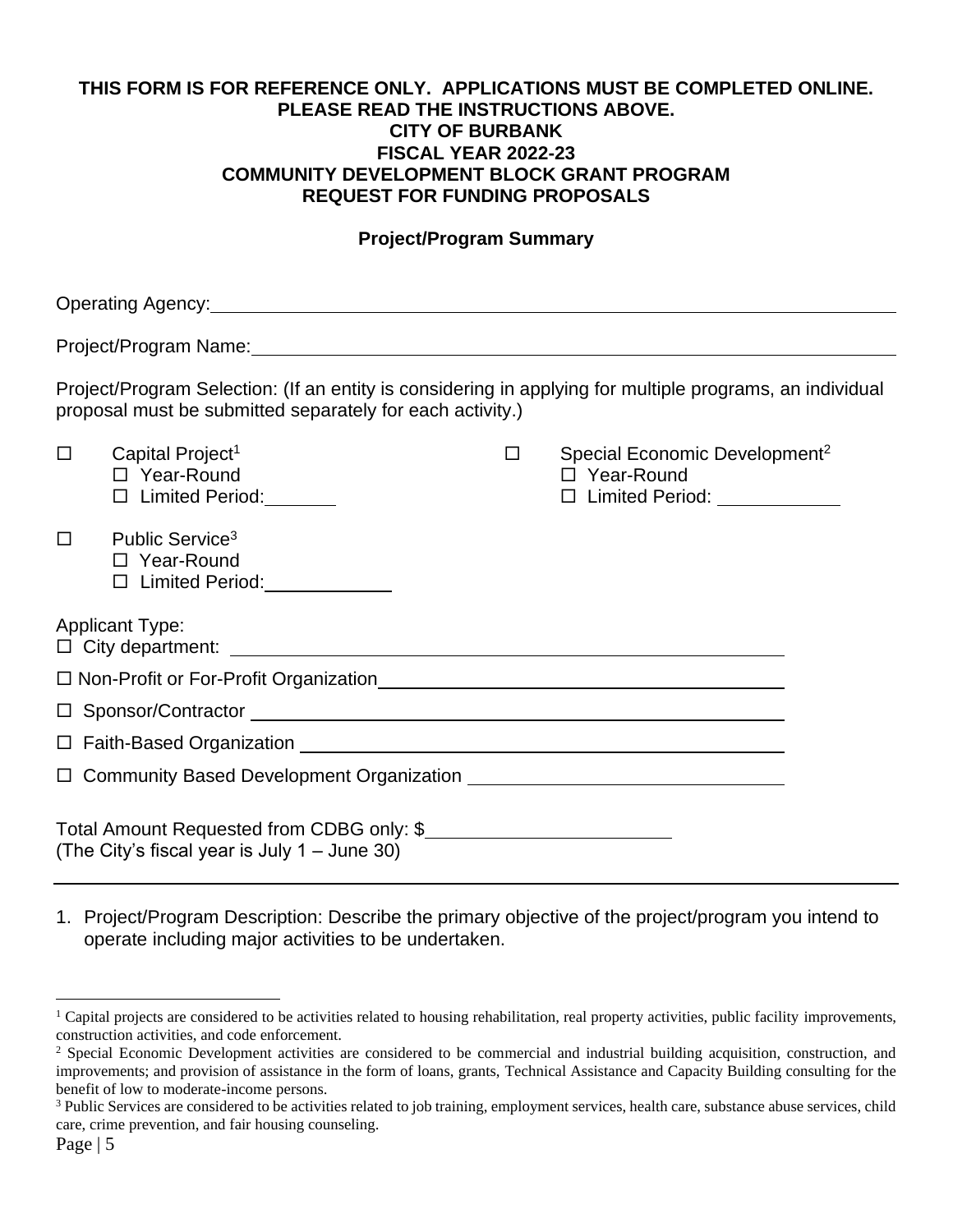**THIS FORM IS FOR REFERENCE ONLY. APPLICATIONS MUST BE COMPLETED ONLINE. PLEASE READ THE INSTRUCTIONS ABOVE.**

**CITY OF BURBANK**

**FISCAL YEAR 2022-23**

**COMMUNITY DEVELOPMENT BLOCK GRANT PROGRAM**

**REQUEST FOR FUNDING PROPOSALS**

**Project/Program Summary**

Operating Agency: ______________________________________________

Project/Program Name: ______________________________________________

Project/Program Selection: (If an entity is considering in applying for multiple programs, an individual proposal must be submitted separately for each activity.)

☐ Capital Project[1]
- ☐ Year-Round
- ☐ Limited Period: ________

☐ Special Economic Development[2]
- ☐ Year-Round
- ☐ Limited Period: ____________

☐ Public Service[3]
- ☐ Year-Round
- ☐ Limited Period: ____________

Applicant Type:

☐ City department: ______________________________________________

☐ Non-Profit or For-Profit Organization ______________________________________________

☐ Sponsor/Contractor ______________________________________________

☐ Faith-Based Organization ______________________________________________

☐ Community Based Development Organization ______________________________

Total Amount Requested from CDBG only: $________________________
(The City's fiscal year is July 1 – June 30)

---

1. Project/Program Description: Describe the primary objective of the project/program you intend to operate including major activities to be undertaken.

---

[1] Capital projects are considered to be activities related to housing rehabilitation, real property activities, public facility improvements, construction activities, and code enforcement.

[2] Special Economic Development activities are considered to be commercial and industrial building acquisition, construction, and improvements; and provision of assistance in the form of loans, grants, Technical Assistance and Capacity Building consulting for the benefit of low to moderate-income persons.

[3] Public Services are considered to be activities related to job training, employment services, health care, substance abuse services, child care, crime prevention, and fair housing counseling.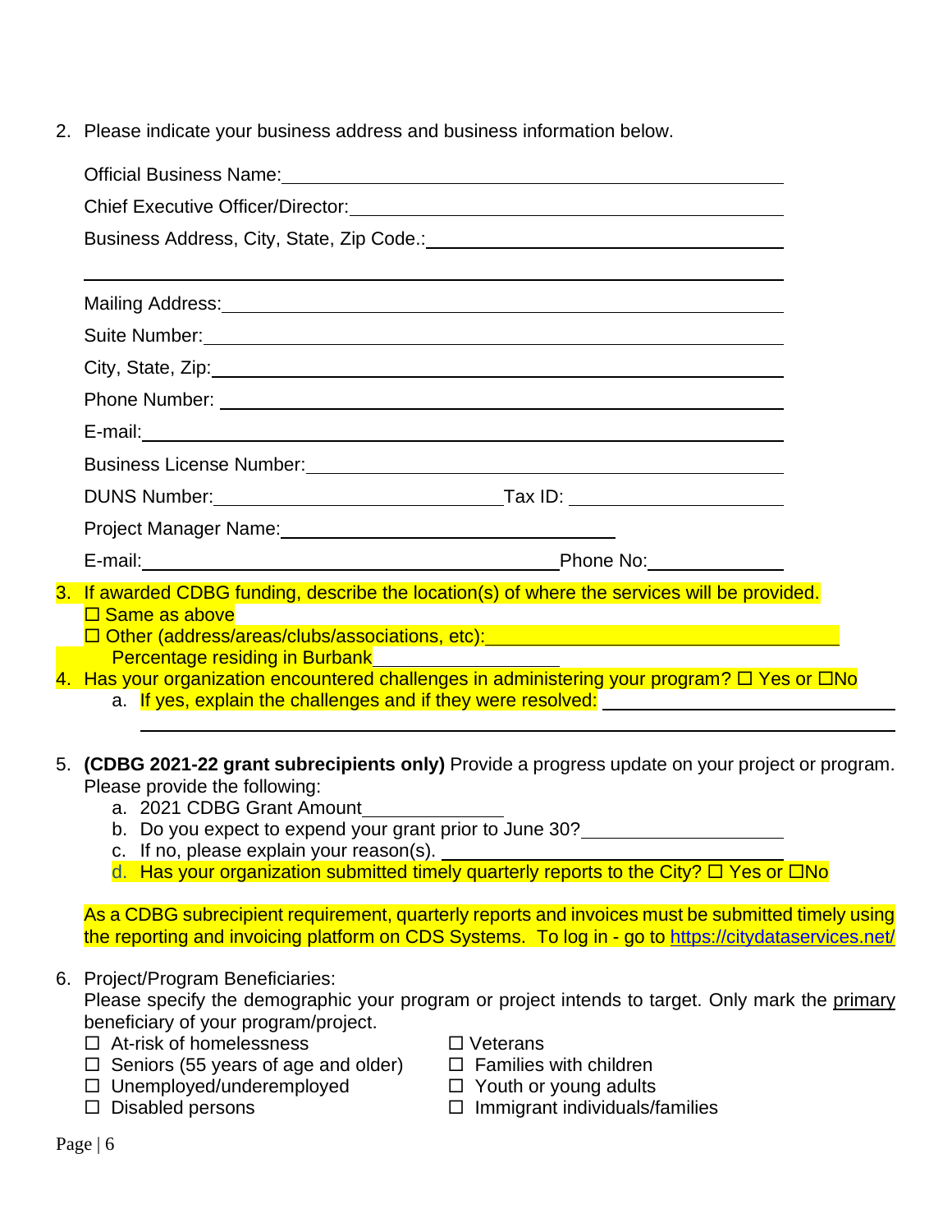2. Please indicate your business address and business information below.

   Official Business Name: ______________________________

   Chief Executive Officer/Director: ______________________________

   Business Address, City, State, Zip Code.: ______________________________

   ______________________________

   Mailing Address: ______________________________

   Suite Number: ______________________________

   City, State, Zip: ______________________________

   Phone Number: ______________________________

   E-mail: ______________________________

   Business License Number: ______________________________

   DUNS Number: ______________ Tax ID: ______________

   Project Manager Name: ______________________________

   E-mail: ______________________________ Phone No: ______________

3. If awarded CDBG funding, describe the location(s) of where the services will be provided.
   ☐ Same as above
   ☐ Other (address/areas/clubs/associations, etc): ______________________________
   Percentage residing in Burbank ______________

4. Has your organization encountered challenges in administering your program? ☐ Yes or ☐No
   a. If yes, explain the challenges and if they were resolved: ______________________________

   ______________________________

5. **(CDBG 2021-22 grant subrecipients only)** Provide a progress update on your project or program. Please provide the following:
   a. 2021 CDBG Grant Amount ______________
   b. Do you expect to expend your grant prior to June 30? ______________
   c. If no, please explain your reason(s). ______________
   d. Has your organization submitted timely quarterly reports to the City? ☐ Yes or ☐No

   As a CDBG subrecipient requirement, quarterly reports and invoices must be submitted timely using the reporting and invoicing platform on CDS Systems. To log in - go to https://citydataservices.net/

6. Project/Program Beneficiaries:
   Please specify the demographic your program or project intends to target. Only mark the primary beneficiary of your program/project.

   ☐ At-risk of homelessness
   ☐ Seniors (55 years of age and older)
   ☐ Unemployed/underemployed
   ☐ Disabled persons
   ☐ Veterans
   ☐ Families with children
   ☐ Youth or young adults
   ☐ Immigrant individuals/families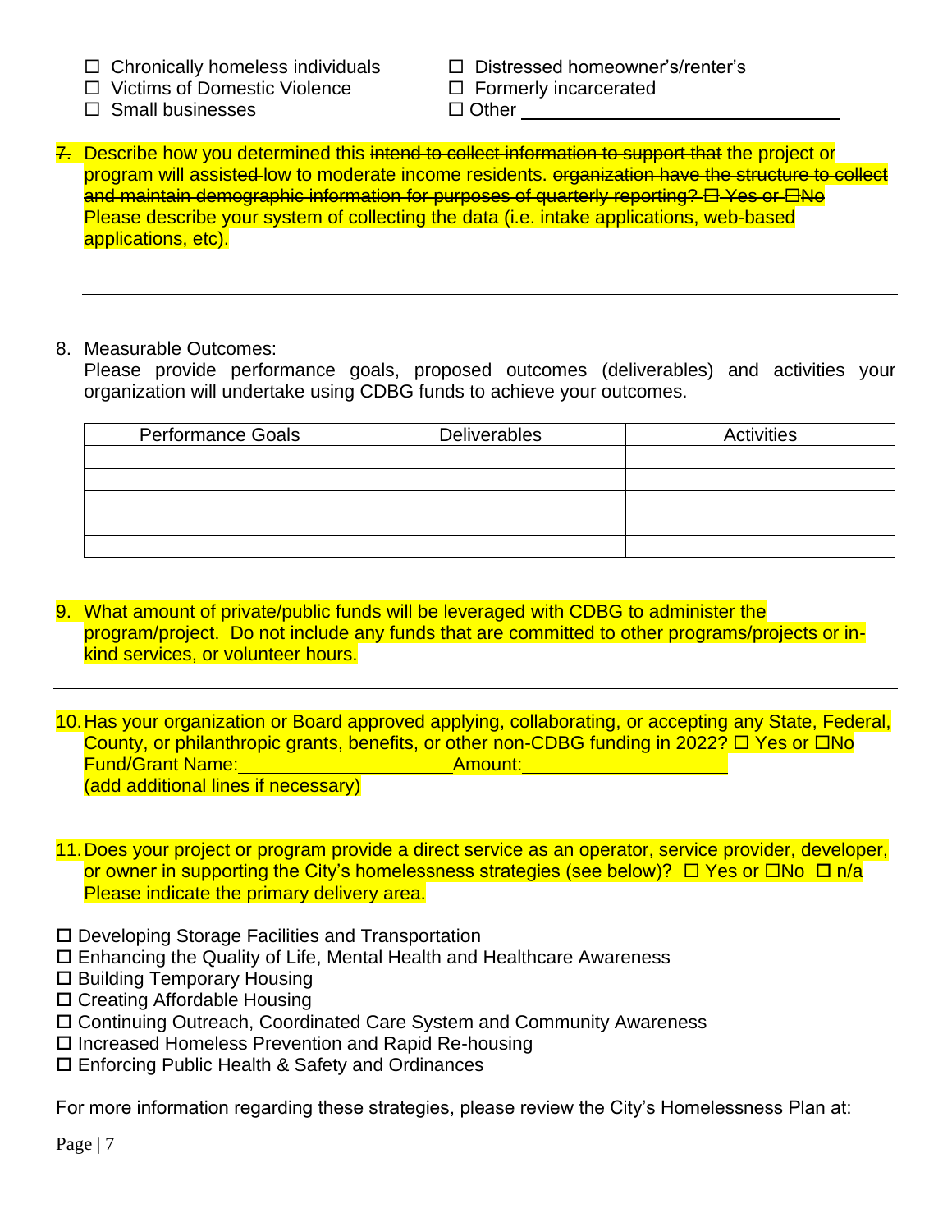- ☐ Chronically homeless individuals
- ☐ Victims of Domestic Violence
- ☐ Small businesses
- ☐ Distressed homeowner's/renter's
- ☐ Formerly incarcerated
- ☐ Other \_\_\_\_\_\_\_\_\_\_\_\_\_\_\_\_\_\_\_\_\_\_\_\_\_\_\_\_

7. Describe how you determined this ~~intend to collect information to support that~~ the project or program will assist~~ed~~ low to moderate income residents. ~~organization have the structure to collect and maintain demographic information for purposes of quarterly reporting? ☐ Yes or ☐No~~ Please describe your system of collecting the data (i.e. intake applications, web-based applications, etc).

---

8. Measurable Outcomes:
   Please provide performance goals, proposed outcomes (deliverables) and activities your organization will undertake using CDBG funds to achieve your outcomes.

| Performance Goals | Deliverables | Activities |
|---|---|---|
| | | |
| | | |
| | | |
| | | |
| | | |

9. What amount of private/public funds will be leveraged with CDBG to administer the program/project. Do not include any funds that are committed to other programs/projects or in-kind services, or volunteer hours.

---

10. Has your organization or Board approved applying, collaborating, or accepting any State, Federal, County, or philanthropic grants, benefits, or other non-CDBG funding in 2022? ☐ Yes or ☐No
    Fund/Grant Name:\_\_\_\_\_\_\_\_\_\_\_\_\_\_\_\_\_\_\_\_Amount:\_\_\_\_\_\_\_\_\_\_\_\_\_\_\_\_\_\_\_\_
    (add additional lines if necessary)

11. Does your project or program provide a direct service as an operator, service provider, developer, or owner in supporting the City's homelessness strategies (see below)? ☐ Yes or ☐No ☐ n/a
    Please indicate the primary delivery area.

- ☐ Developing Storage Facilities and Transportation
- ☐ Enhancing the Quality of Life, Mental Health and Healthcare Awareness
- ☐ Building Temporary Housing
- ☐ Creating Affordable Housing
- ☐ Continuing Outreach, Coordinated Care System and Community Awareness
- ☐ Increased Homeless Prevention and Rapid Re-housing
- ☐ Enforcing Public Health & Safety and Ordinances

For more information regarding these strategies, please review the City's Homelessness Plan at: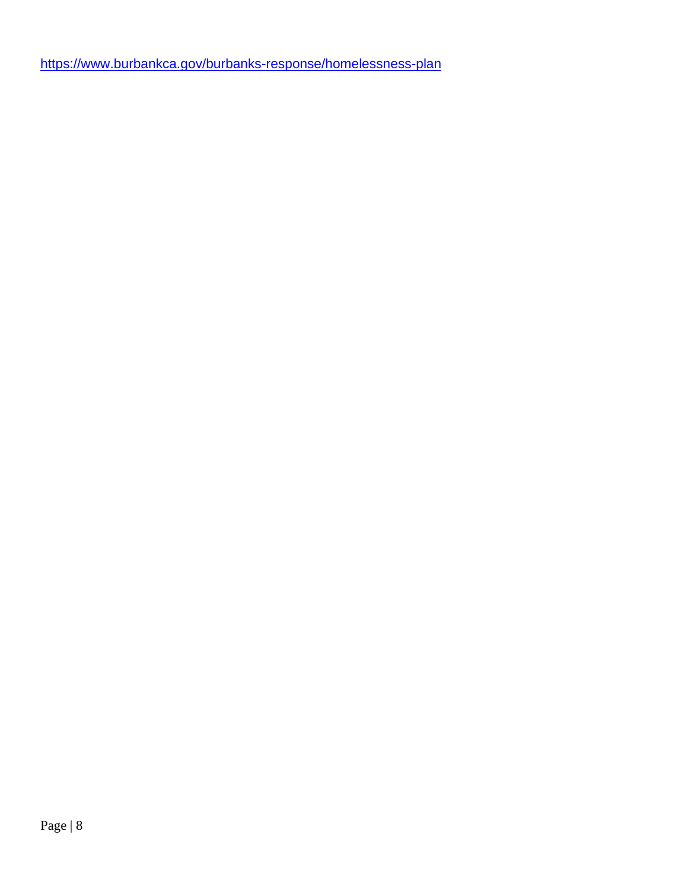https://www.burbankca.gov/burbanks-response/homelessness-plan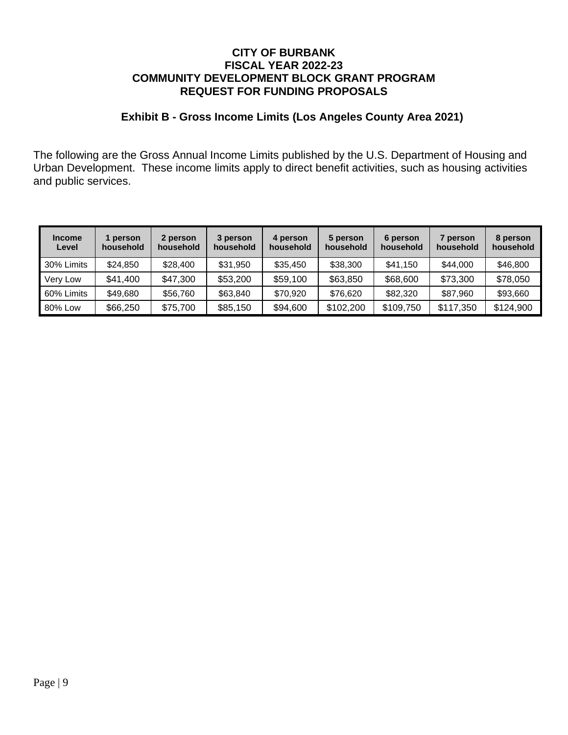# CITY OF BURBANK
# FISCAL YEAR 2022-23
# COMMUNITY DEVELOPMENT BLOCK GRANT PROGRAM
# REQUEST FOR FUNDING PROPOSALS

## Exhibit B - Gross Income Limits (Los Angeles County Area 2021)

The following are the Gross Annual Income Limits published by the U.S. Department of Housing and Urban Development. These income limits apply to direct benefit activities, such as housing activities and public services.

| Income Level | 1 person household | 2 person household | 3 person household | 4 person household | 5 person household | 6 person household | 7 person household | 8 person household |
|---|---|---|---|---|---|---|---|---|
| 30% Limits | $24,850 | $28,400 | $31,950 | $35,450 | $38,300 | $41,150 | $44,000 | $46,800 |
| Very Low | $41,400 | $47,300 | $53,200 | $59,100 | $63,850 | $68,600 | $73,300 | $78,050 |
| 60% Limits | $49,680 | $56,760 | $63,840 | $70,920 | $76,620 | $82,320 | $87,960 | $93,660 |
| 80% Low | $66,250 | $75,700 | $85,150 | $94,600 | $102,200 | $109,750 | $117,350 | $124,900 |